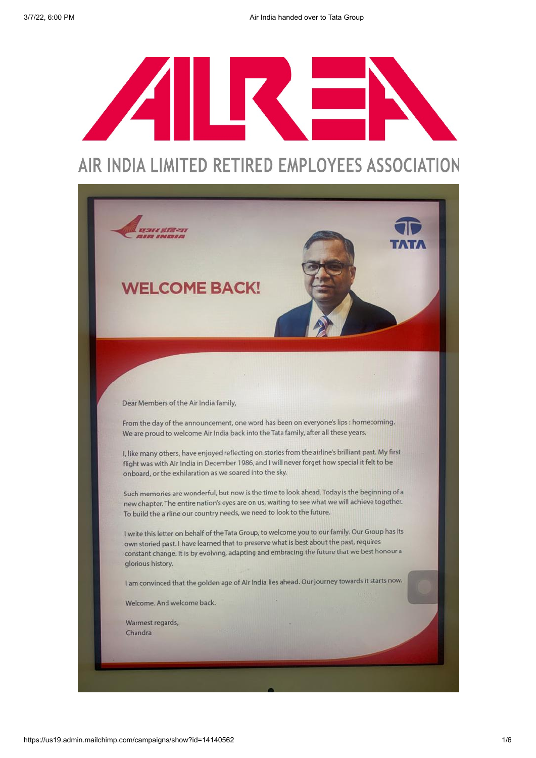# AIR INDIA LIMITED RETIRED EMPLOYEES ASSOCIATION

## WELCOME BACK!

Dear Members of the Air India family,

From the day of the announcement, one word has been on everyone's lips : homecoming. We are proud to welcome Air India back into the Tata family, after all these years.

I, like many others, have enjoyed reflecting on stories from the airline's brilliant past. My first flight was with Air India in December 1986, and I will never forget how special it felt to be onboard, or the exhilaration as we soared into the sky.

Such memories are wonderful, but now is the time to look ahead. Today is the beginning of a new chapter. The entire nation's eyes are on us, waiting to see what we will achieve together. To build the airline our country needs, we need to look to the future.

I write this letter on behalf of the Tata Group, to welcome you to our family. Our Group has its own storied past. I have learned that to preserve what is best about the past, requires constant change. It is by evolving, adapting and embracing the future that we best honour a glorious history.

I am convinced that the golden age of Air India lies ahead. Our journey towards it starts now.

Welcome. And welcome back.

Warmest regards,
Chandra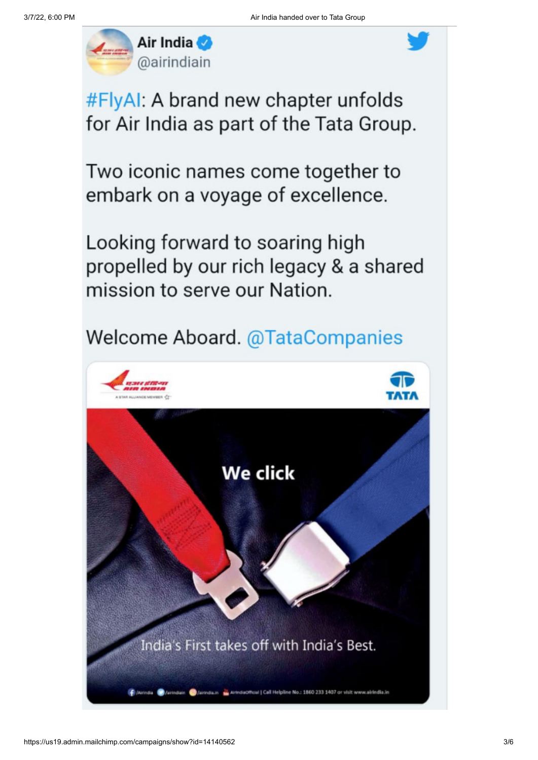**Air India** @airindiain

#FlyAI: A brand new chapter unfolds for Air India as part of the Tata Group.

Two iconic names come together to embark on a voyage of excellence.

Looking forward to soaring high propelled by our rich legacy & a shared mission to serve our Nation.

Welcome Aboard. @TataCompanies

AIR INDIA
A STAR ALLIANCE MEMBER

TATA

We click

India's First takes off with India's Best.

/AirIndia /airindiain /airindia.in AirIndiaOfficial | Call Helpline No.: 1860 233 1407 or visit www.airindia.in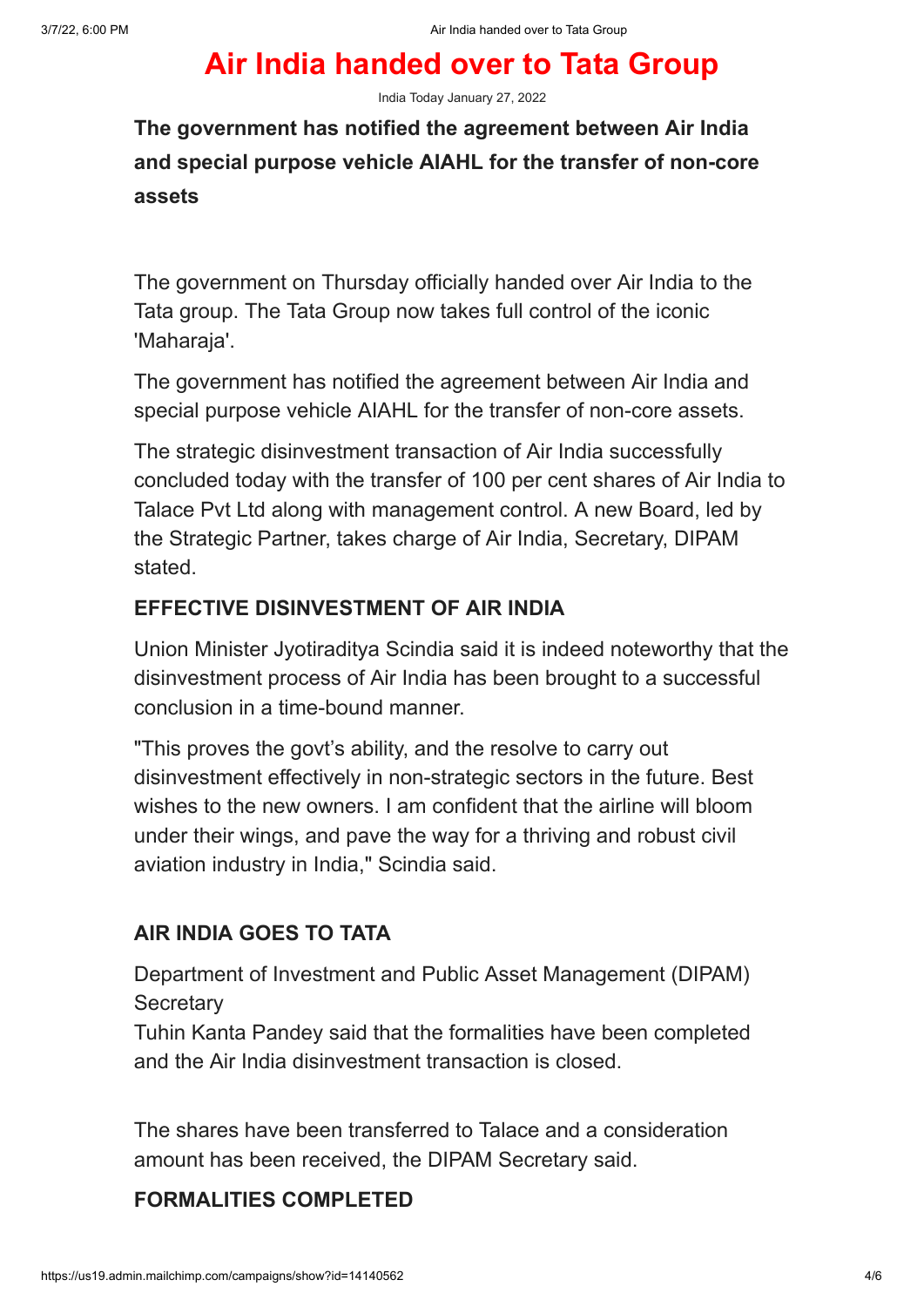# Air India handed over to Tata Group

India Today January 27, 2022

**The government has notified the agreement between Air India and special purpose vehicle AIAHL for the transfer of non-core assets**

The government on Thursday officially handed over Air India to the Tata group. The Tata Group now takes full control of the iconic 'Maharaja'.

The government has notified the agreement between Air India and special purpose vehicle AIAHL for the transfer of non-core assets.

The strategic disinvestment transaction of Air India successfully concluded today with the transfer of 100 per cent shares of Air India to Talace Pvt Ltd along with management control. A new Board, led by the Strategic Partner, takes charge of Air India, Secretary, DIPAM stated.

## EFFECTIVE DISINVESTMENT OF AIR INDIA

Union Minister Jyotiraditya Scindia said it is indeed noteworthy that the disinvestment process of Air India has been brought to a successful conclusion in a time-bound manner.

"This proves the govt's ability, and the resolve to carry out disinvestment effectively in non-strategic sectors in the future. Best wishes to the new owners. I am confident that the airline will bloom under their wings, and pave the way for a thriving and robust civil aviation industry in India," Scindia said.

## AIR INDIA GOES TO TATA

Department of Investment and Public Asset Management (DIPAM) Secretary
Tuhin Kanta Pandey said that the formalities have been completed and the Air India disinvestment transaction is closed.

The shares have been transferred to Talace and a consideration amount has been received, the DIPAM Secretary said.

## FORMALITIES COMPLETED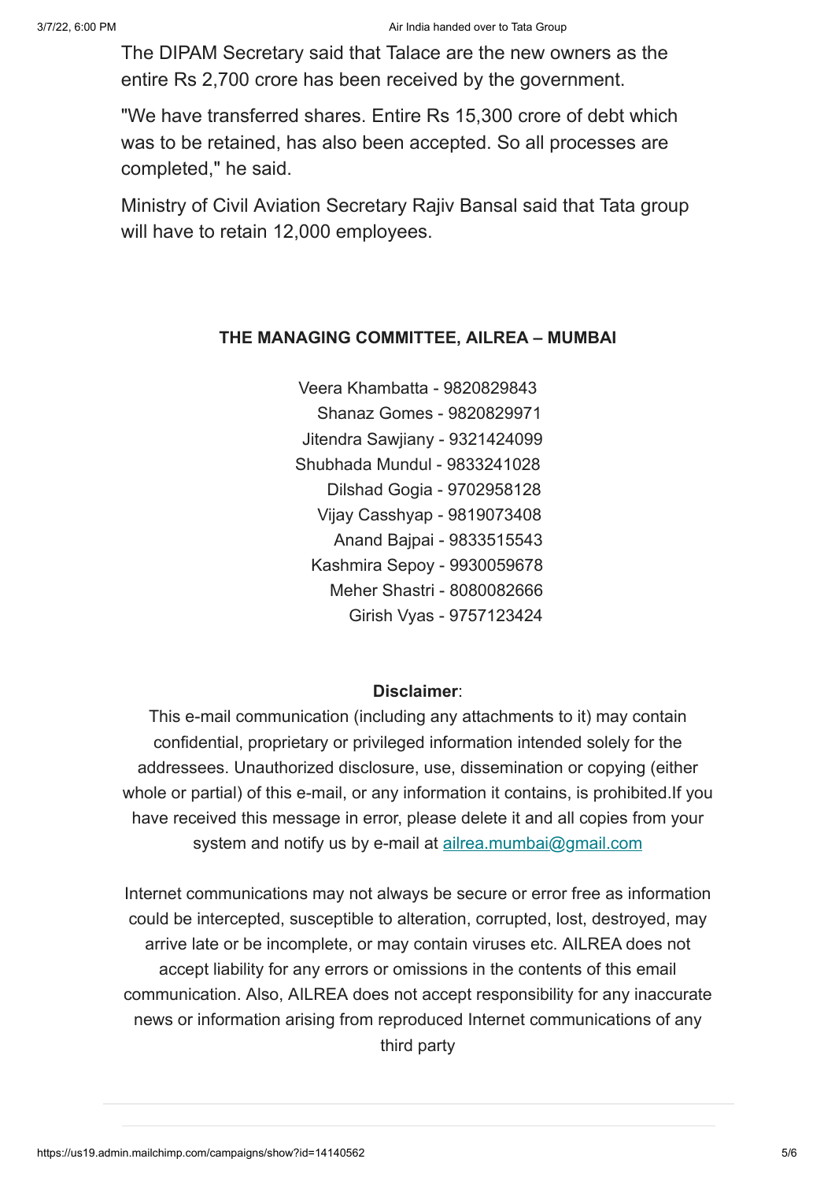The DIPAM Secretary said that Talace are the new owners as the entire Rs 2,700 crore has been received by the government.

"We have transferred shares. Entire Rs 15,300 crore of debt which was to be retained, has also been accepted. So all processes are completed," he said.

Ministry of Civil Aviation Secretary Rajiv Bansal said that Tata group will have to retain 12,000 employees.

**THE MANAGING COMMITTEE, AILREA – MUMBAI**

Veera Khambatta - 9820829843
Shanaz Gomes - 9820829971
Jitendra Sawjiany - 9321424099
Shubhada Mundul - 9833241028
Dilshad Gogia - 9702958128
Vijay Casshyap - 9819073408
Anand Bajpai - 9833515543
Kashmira Sepoy - 9930059678
Meher Shastri - 8080082666
Girish Vyas - 9757123424

**Disclaimer**:

This e-mail communication (including any attachments to it) may contain confidential, proprietary or privileged information intended solely for the addressees. Unauthorized disclosure, use, dissemination or copying (either whole or partial) of this e-mail, or any information it contains, is prohibited.If you have received this message in error, please delete it and all copies from your system and notify us by e-mail at ailrea.mumbai@gmail.com

Internet communications may not always be secure or error free as information could be intercepted, susceptible to alteration, corrupted, lost, destroyed, may arrive late or be incomplete, or may contain viruses etc. AILREA does not accept liability for any errors or omissions in the contents of this email communication. Also, AILREA does not accept responsibility for any inaccurate news or information arising from reproduced Internet communications of any third party